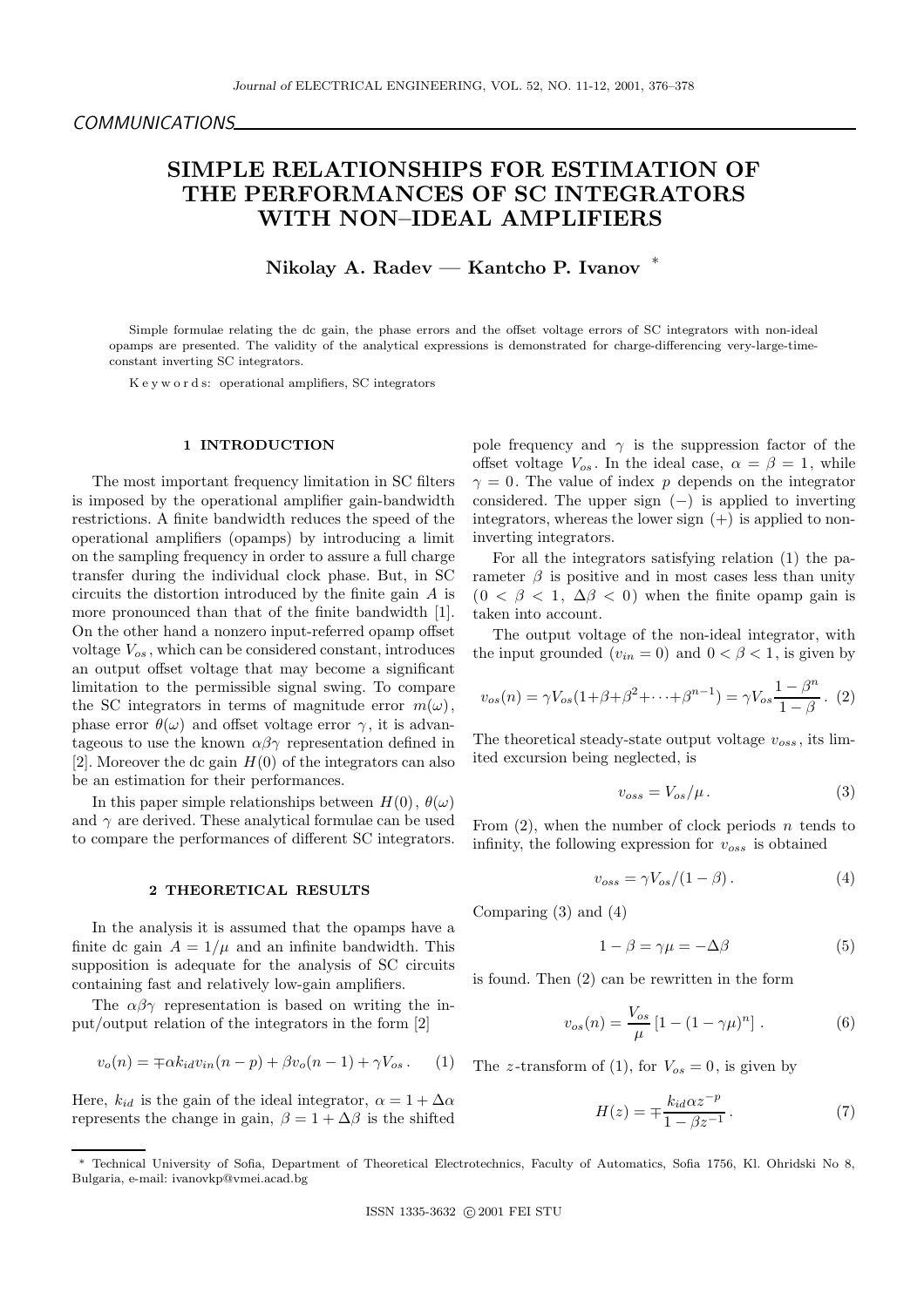COMMUNICATIONS

# SIMPLE RELATIONSHIPS FOR ESTIMATION OF THE PERFORMANCES OF SC INTEGRATORS WITH NON–IDEAL AMPLIFIERS

**Nikolay A. Radev — Kantcho P. Ivanov** *

Simple formulae relating the dc gain, the phase errors and the offset voltage errors of SC integrators with non-ideal opamps are presented. The validity of the analytical expressions is demonstrated for charge-differencing very-large-time-constant inverting SC integrators.

K e y w o r d s: operational amplifiers, SC integrators

## 1 INTRODUCTION

The most important frequency limitation in SC filters is imposed by the operational amplifier gain-bandwidth restrictions. A finite bandwidth reduces the speed of the operational amplifiers (opamps) by introducing a limit on the sampling frequency in order to assure a full charge transfer during the individual clock phase. But, in SC circuits the distortion introduced by the finite gain $A$ is more pronounced than that of the finite bandwidth [1]. On the other hand a nonzero input-referred opamp offset voltage $V_{os}$, which can be considered constant, introduces an output offset voltage that may become a significant limitation to the permissible signal swing. To compare the SC integrators in terms of magnitude error $m(\omega)$, phase error $\theta(\omega)$ and offset voltage error $\gamma$, it is advantageous to use the known $\alpha\beta\gamma$ representation defined in [2]. Moreover the dc gain $H(0)$ of the integrators can also be an estimation for their performances.

In this paper simple relationships between $H(0)$, $\theta(\omega)$ and $\gamma$ are derived. These analytical formulae can be used to compare the performances of different SC integrators.

## 2 THEORETICAL RESULTS

In the analysis it is assumed that the opamps have a finite dc gain $A = 1/\mu$ and an infinite bandwidth. This supposition is adequate for the analysis of SC circuits containing fast and relatively low-gain amplifiers.

The $\alpha\beta\gamma$ representation is based on writing the input/output relation of the integrators in the form [2]

$$v_o(n) = \mp\alpha k_{id} v_{in}(n-p) + \beta v_o(n-1) + \gamma V_{os}\,. \quad (1)$$

Here, $k_{id}$ is the gain of the ideal integrator, $\alpha = 1 + \Delta\alpha$ represents the change in gain, $\beta = 1 + \Delta\beta$ is the shifted pole frequency and $\gamma$ is the suppression factor of the offset voltage $V_{os}$. In the ideal case, $\alpha = \beta = 1$, while $\gamma = 0$. The value of index $p$ depends on the integrator considered. The upper sign $(-)$ is applied to inverting integrators, whereas the lower sign $(+)$ is applied to non-inverting integrators.

For all the integrators satisfying relation (1) the parameter $\beta$ is positive and in most cases less than unity $(0 < \beta < 1,\ \Delta\beta < 0)$ when the finite opamp gain is taken into account.

The output voltage of the non-ideal integrator, with the input grounded $(v_{in} = 0)$ and $0 < \beta < 1$, is given by

$$v_{os}(n) = \gamma V_{os}(1+\beta+\beta^2+\cdots+\beta^{n-1}) = \gamma V_{os}\frac{1-\beta^n}{1-\beta}\,. \quad (2)$$

The theoretical steady-state output voltage $v_{oss}$, its limited excursion being neglected, is

$$v_{oss} = V_{os}/\mu\,. \quad (3)$$

From (2), when the number of clock periods $n$ tends to infinity, the following expression for $v_{oss}$ is obtained

$$v_{oss} = \gamma V_{os}/(1-\beta)\,. \quad (4)$$

Comparing (3) and (4)

$$1 - \beta = \gamma\mu = -\Delta\beta \quad (5)$$

is found. Then (2) can be rewritten in the form

$$v_{os}(n) = \frac{V_{os}}{\mu}\left[1 - (1-\gamma\mu)^n\right]. \quad (6)$$

The $z$-transform of (1), for $V_{os} = 0$, is given by

$$H(z) = \mp\frac{k_{id}\alpha z^{-p}}{1-\beta z^{-1}}\,. \quad (7)$$

---

* Technical University of Sofia, Department of Theoretical Electrotechnics, Faculty of Automatics, Sofia 1756, Kl. Ohridski No 8, Bulgaria, e-mail: ivanovkp@vmei.acad.bg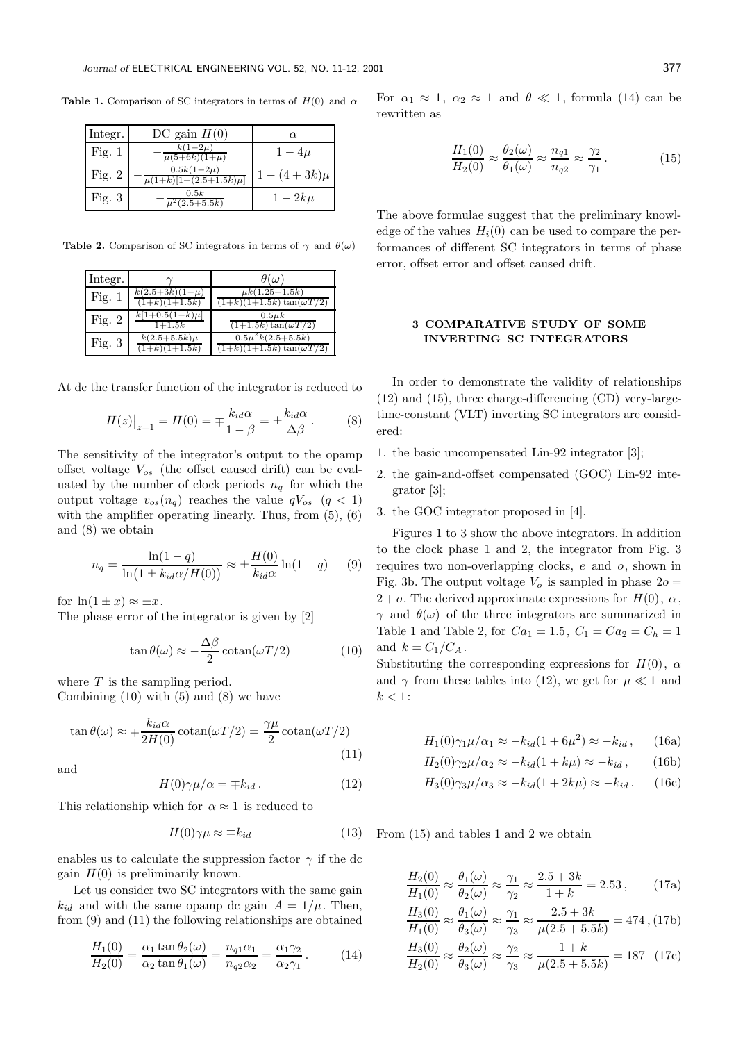**Table 1.** Comparison of SC integrators in terms of $H(0)$ and $\alpha$

| Integr. | DC gain $H(0)$ | $\alpha$ |
|---|---|---|
| Fig. 1 | $-\frac{k(1-2\mu)}{\mu(5+6k)(1+\mu)}$ | $1-4\mu$ |
| Fig. 2 | $-\frac{0.5k(1-2\mu)}{\mu(1+k)[1+(2.5+1.5k)\mu]}$ | $1-(4+3k)\mu$ |
| Fig. 3 | $-\frac{0.5k}{\mu^2(2.5+5.5k)}$ | $1-2k\mu$ |

**Table 2.** Comparison of SC integrators in terms of $\gamma$ and $\theta(\omega)$

| Integr. | $\gamma$ | $\theta(\omega)$ |
|---|---|---|
| Fig. 1 | $\frac{k(2.5+3k)(1-\mu)}{(1+k)(1+1.5k)}$ | $\frac{\mu k(1.25+1.5k)}{(1+k)(1+1.5k)\tan(\omega T/2)}$ |
| Fig. 2 | $\frac{k[1+0.5(1-k)\mu]}{1+1.5k}$ | $\frac{0.5\mu k}{(1+1.5k)\tan(\omega T/2)}$ |
| Fig. 3 | $\frac{k(2.5+5.5k)\mu}{(1+k)(1+1.5k)}$ | $\frac{0.5\mu^2 k(2.5+5.5k)}{(1+k)(1+1.5k)\tan(\omega T/2)}$ |

At dc the transfer function of the integrator is reduced to

$$H(z)\big|_{z=1} = H(0) = \mp\frac{k_{id}\alpha}{1-\beta} = \pm\frac{k_{id}\alpha}{\Delta\beta}\,. \tag{8}$$

The sensitivity of the integrator's output to the opamp offset voltage $V_{os}$ (the offset caused drift) can be evaluated by the number of clock periods $n_q$ for which the output voltage $v_{os}(n_q)$ reaches the value $qV_{os}$ $(q<1)$ with the amplifier operating linearly. Thus, from (5), (6) and (8) we obtain

$$n_q = \frac{\ln(1-q)}{\ln\bigl(1\pm k_{id}\alpha/H(0)\bigr)} \approx \pm\frac{H(0)}{k_{id}\alpha}\ln(1-q) \tag{9}$$

for $\ln(1\pm x)\approx \pm x$.

The phase error of the integrator is given by [2]

$$\tan\theta(\omega) \approx -\frac{\Delta\beta}{2}\cotan(\omega T/2) \tag{10}$$

where $T$ is the sampling period.

Combining (10) with (5) and (8) we have

$$\tan\theta(\omega) \approx \mp\frac{k_{id}\alpha}{2H(0)}\cotan(\omega T/2) = \frac{\gamma\mu}{2}\cotan(\omega T/2) \tag{11}$$

and

$$H(0)\gamma\mu/\alpha = \mp k_{id}\,. \tag{12}$$

This relationship which for $\alpha\approx 1$ is reduced to

$$H(0)\gamma\mu \approx \mp k_{id} \tag{13}$$

enables us to calculate the suppression factor $\gamma$ if the dc gain $H(0)$ is preliminarily known.

Let us consider two SC integrators with the same gain $k_{id}$ and with the same opamp dc gain $A=1/\mu$. Then, from (9) and (11) the following relationships are obtained

$$\frac{H_1(0)}{H_2(0)} = \frac{\alpha_1\tan\theta_2(\omega)}{\alpha_2\tan\theta_1(\omega)} = \frac{n_{q1}\alpha_1}{n_{q2}\alpha_2} = \frac{\alpha_1\gamma_2}{\alpha_2\gamma_1}\,. \tag{14}$$

For $\alpha_1\approx 1$, $\alpha_2\approx 1$ and $\theta\ll 1$, formula (14) can be rewritten as

$$\frac{H_1(0)}{H_2(0)} \approx \frac{\theta_2(\omega)}{\theta_1(\omega)} \approx \frac{n_{q1}}{n_{q2}} \approx \frac{\gamma_2}{\gamma_1}\,. \tag{15}$$

The above formulae suggest that the preliminary knowledge of the values $H_i(0)$ can be used to compare the performances of different SC integrators in terms of phase error, offset error and offset caused drift.

## 3 COMPARATIVE STUDY OF SOME INVERTING SC INTEGRATORS

In order to demonstrate the validity of relationships (12) and (15), three charge-differencing (CD) very-large-time-constant (VLT) inverting SC integrators are considered:

1. the basic uncompensated Lin-92 integrator [3];
2. the gain-and-offset compensated (GOC) Lin-92 integrator [3];
3. the GOC integrator proposed in [4].

Figures 1 to 3 show the above integrators. In addition to the clock phase 1 and 2, the integrator from Fig. 3 requires two non-overlapping clocks, $e$ and $o$, shown in Fig. 3b. The output voltage $V_o$ is sampled in phase $2o = 2+o$. The derived approximate expressions for $H(0)$, $\alpha$, $\gamma$ and $\theta(\omega)$ of the three integrators are summarized in Table 1 and Table 2, for $Ca_1 = 1.5$, $C_1 = Ca_2 = C_h = 1$ and $k = C_1/C_A$.

Substituting the corresponding expressions for $H(0)$, $\alpha$ and $\gamma$ from these tables into (12), we get for $\mu\ll 1$ and $k<1$:

$$H_1(0)\gamma_1\mu/\alpha_1 \approx -k_{id}(1+6\mu^2) \approx -k_{id}\,, \tag{16a}$$

$$H_2(0)\gamma_2\mu/\alpha_2 \approx -k_{id}(1+k\mu) \approx -k_{id}\,, \tag{16b}$$

$$H_3(0)\gamma_3\mu/\alpha_3 \approx -k_{id}(1+2k\mu) \approx -k_{id}\,. \tag{16c}$$

From (15) and tables 1 and 2 we obtain

$$\frac{H_2(0)}{H_1(0)} \approx \frac{\theta_1(\omega)}{\theta_2(\omega)} \approx \frac{\gamma_1}{\gamma_2} \approx \frac{2.5+3k}{1+k} = 2.53\,, \tag{17a}$$

$$\frac{H_3(0)}{H_1(0)} \approx \frac{\theta_1(\omega)}{\theta_3(\omega)} \approx \frac{\gamma_1}{\gamma_3} \approx \frac{2.5+3k}{\mu(2.5+5.5k)} = 474\,, \tag{17b}$$

$$\frac{H_3(0)}{H_2(0)} \approx \frac{\theta_2(\omega)}{\theta_3(\omega)} \approx \frac{\gamma_2}{\gamma_3} \approx \frac{1+k}{\mu(2.5+5.5k)} = 187 \tag{17c}$$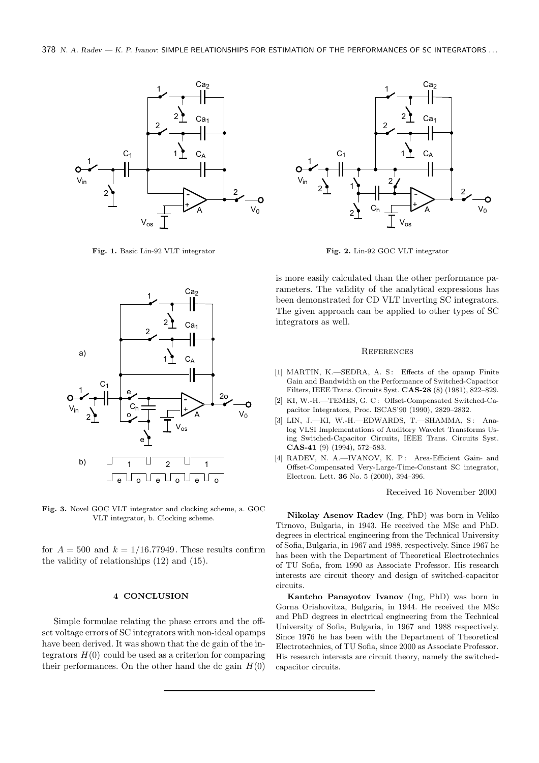Fig. 1. Basic Lin-92 VLT integrator

Fig. 2. Lin-92 GOC VLT integrator

Fig. 3. Novel GOC VLT integrator and clocking scheme, a. GOC VLT integrator, b. Clocking scheme.

for $A = 500$ and $k = 1/16.77949$. These results confirm the validity of relationships (12) and (15).

## 4 CONCLUSION

Simple formulae relating the phase errors and the offset voltage errors of SC integrators with non-ideal opamps have been derived. It was shown that the dc gain of the integrators $H(0)$ could be used as a criterion for comparing their performances. On the other hand the dc gain $H(0)$ is more easily calculated than the other performance parameters. The validity of the analytical expressions has been demonstrated for CD VLT inverting SC integrators. The given approach can be applied to other types of SC integrators as well.

## References

[1] MARTIN, K.—SEDRA, A. S: Effects of the opamp Finite Gain and Bandwidth on the Performance of Switched-Capacitor Filters, IEEE Trans. Circuits Syst. **CAS-28** (8) (1981), 822–829.

[2] KI, W.-H.—TEMES, G. C: Offset-Compensated Switched-Capacitor Integrators, Proc. ISCAS'90 (1990), 2829–2832.

[3] LIN, J.—KI, W.-H.—EDWARDS, T.—SHAMMA, S: Analog VLSI Implementations of Auditory Wavelet Transforms Using Switched-Capacitor Circuits, IEEE Trans. Circuits Syst. **CAS-41** (9) (1994), 572–583.

[4] RADEV, N. A.—IVANOV, K. P: Area-Efficient Gain- and Offset-Compensated Very-Large-Time-Constant SC integrator, Electron. Lett. **36** No. 5 (2000), 394–396.

Received 16 November 2000

**Nikolay Asenov Radev** (Ing, PhD) was born in Veliko Tirnovo, Bulgaria, in 1943. He received the MSc and PhD. degrees in electrical engineering from the Technical University of Sofia, Bulgaria, in 1967 and 1988, respectively. Since 1967 he has been with the Department of Theoretical Electrotechnics of TU Sofia, from 1990 as Associate Professor. His research interests are circuit theory and design of switched-capacitor circuits.

**Kantcho Panayotov Ivanov** (Ing, PhD) was born in Gorna Oriahovitza, Bulgaria, in 1944. He received the MSc and PhD degrees in electrical engineering from the Technical University of Sofia, Bulgaria, in 1967 and 1988 respectively. Since 1976 he has been with the Department of Theoretical Electrotechnics, of TU Sofia, since 2000 as Associate Professor. His research interests are circuit theory, namely the switched-capacitor circuits.